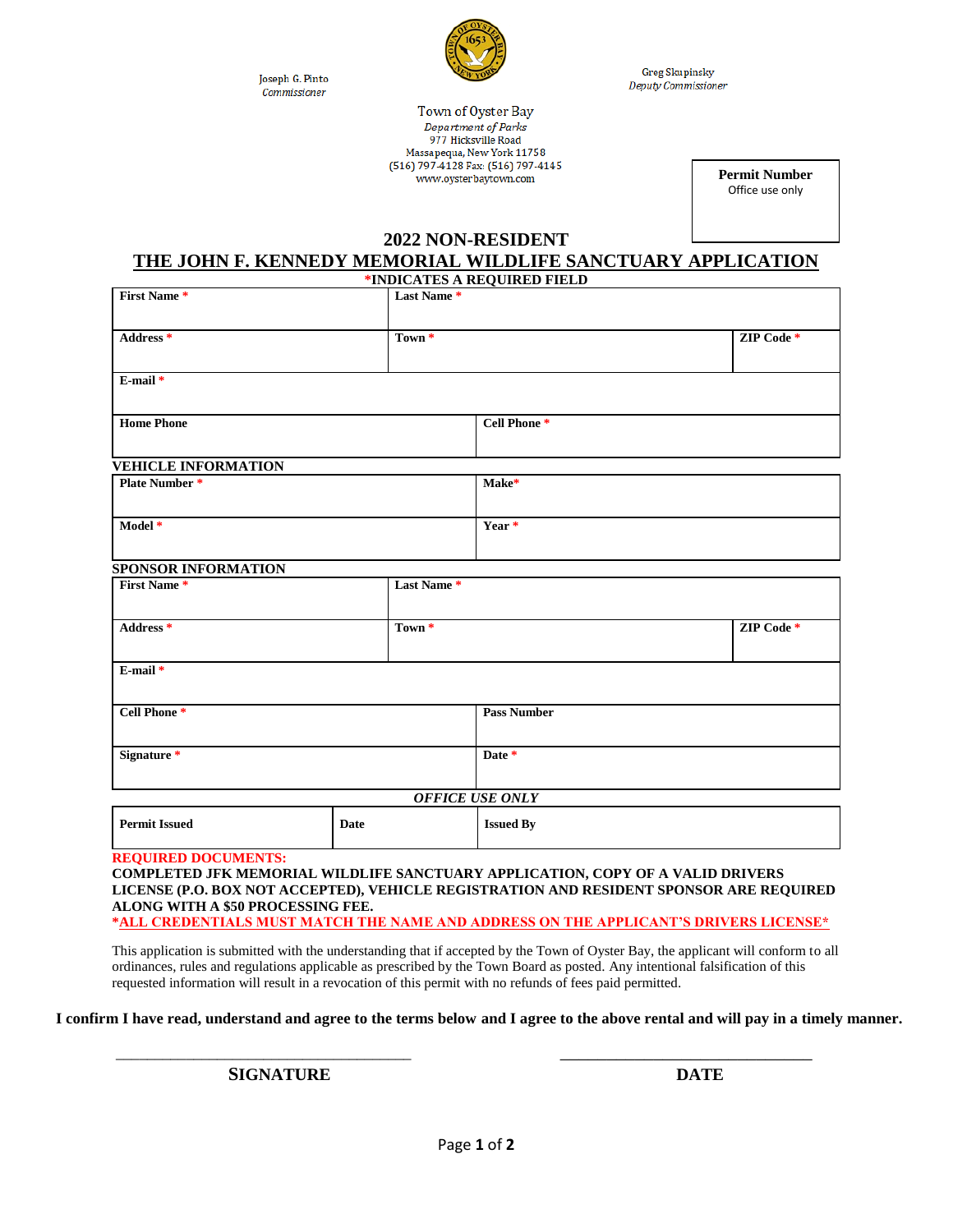Joseph G. Pinto
*Commissioner*

Greg Skupinsky
*Deputy Commissioner*

Town of Oyster Bay
*Department of Parks*
977 Hicksville Road
Massapequa, New York 11758
(516) 797-4128 Fax: (516) 797-4145
www.oysterbaytown.com

| **Permit Number** |
|---|
| Office use only |

# 2022 NON-RESIDENT

# THE JOHN F. KENNEDY MEMORIAL WILDLIFE SANCTUARY APPLICATION

***INDICATES A REQUIRED FIELD**

| **First Name** * | **Last Name** * | |
|---|---|---|
| **Address** * | **Town** * | **ZIP Code** * |
| **E-mail** * | | |
| **Home Phone** | **Cell Phone** * | |

**VEHICLE INFORMATION**

| **Plate Number** * | **Make*** |
|---|---|
| **Model** * | **Year** * |

**SPONSOR INFORMATION**

| **First Name** * | **Last Name** * | |
|---|---|---|
| **Address** * | **Town** * | **ZIP Code** * |
| **E-mail** * | | |
| **Cell Phone** * | **Pass Number** | |
| **Signature** * | **Date** * | |

***OFFICE USE ONLY***

| **Permit Issued** | **Date** | **Issued By** |
|---|---|---|
| | | |

**REQUIRED DOCUMENTS:**
**COMPLETED JFK MEMORIAL WILDLIFE SANCTUARY APPLICATION, COPY OF A VALID DRIVERS LICENSE (P.O. BOX NOT ACCEPTED), VEHICLE REGISTRATION AND RESIDENT SPONSOR ARE REQUIRED ALONG WITH A $50 PROCESSING FEE.**
**\*ALL CREDENTIALS MUST MATCH THE NAME AND ADDRESS ON THE APPLICANT'S DRIVERS LICENSE\***

This application is submitted with the understanding that if accepted by the Town of Oyster Bay, the applicant will conform to all ordinances, rules and regulations applicable as prescribed by the Town Board as posted. Any intentional falsification of this requested information will result in a revocation of this permit with no refunds of fees paid permitted.

**I confirm I have read, understand and agree to the terms below and I agree to the above rental and will pay in a timely manner.**

\_\_\_\_\_\_\_\_\_\_\_\_\_\_\_\_\_\_\_\_\_\_\_\_\_\_\_\_\_\_\_\_\_\_\_ \_\_\_\_\_\_\_\_\_\_\_\_\_\_\_\_\_\_\_\_\_\_\_\_\_\_\_\_\_\_

**SIGNATURE** **DATE**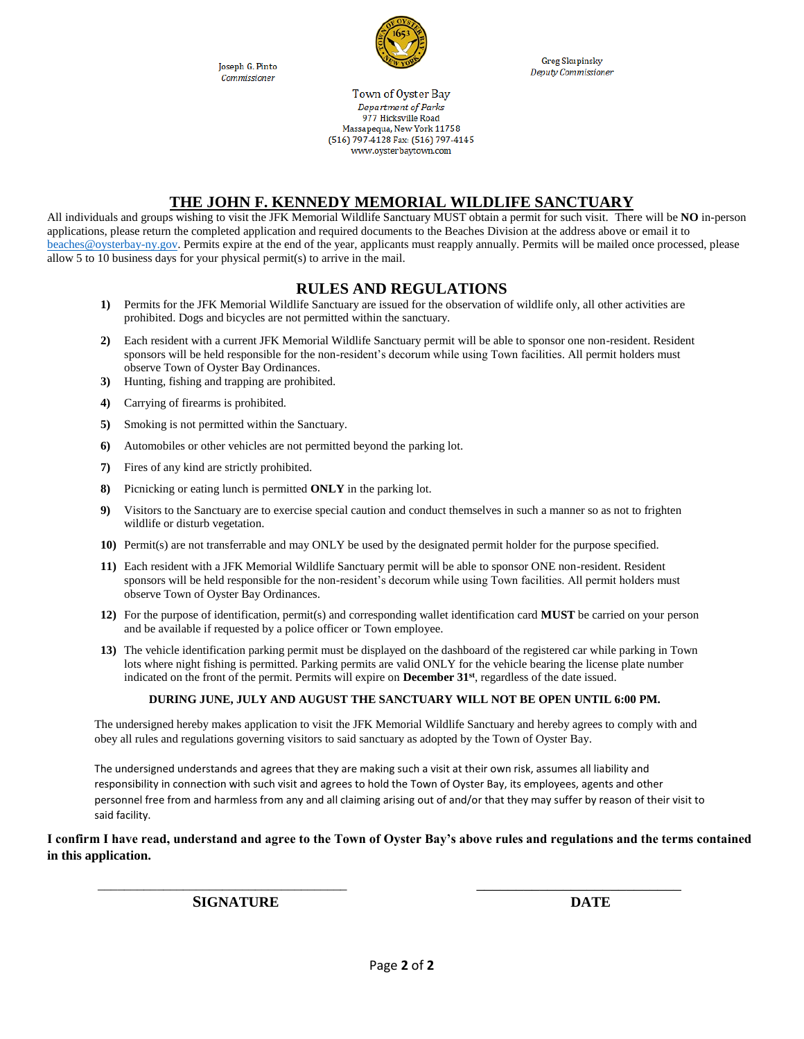Joseph G. Pinto
*Commissioner*

Greg Skupinsky
*Deputy Commissioner*

Town of Oyster Bay
*Department of Parks*
977 Hicksville Road
Massapequa, New York 11758
(516) 797-4128 Fax: (516) 797-4145
www.oysterbaytown.com

# THE JOHN F. KENNEDY MEMORIAL WILDLIFE SANCTUARY

All individuals and groups wishing to visit the JFK Memorial Wildlife Sanctuary MUST obtain a permit for such visit. There will be **NO** in-person applications, please return the completed application and required documents to the Beaches Division at the address above or email it to beaches@oysterbay-ny.gov. Permits expire at the end of the year, applicants must reapply annually. Permits will be mailed once processed, please allow 5 to 10 business days for your physical permit(s) to arrive in the mail.

## RULES AND REGULATIONS

1) Permits for the JFK Memorial Wildlife Sanctuary are issued for the observation of wildlife only, all other activities are prohibited. Dogs and bicycles are not permitted within the sanctuary.
2) Each resident with a current JFK Memorial Wildlife Sanctuary permit will be able to sponsor one non-resident. Resident sponsors will be held responsible for the non-resident's decorum while using Town facilities. All permit holders must observe Town of Oyster Bay Ordinances.
3) Hunting, fishing and trapping are prohibited.
4) Carrying of firearms is prohibited.
5) Smoking is not permitted within the Sanctuary.
6) Automobiles or other vehicles are not permitted beyond the parking lot.
7) Fires of any kind are strictly prohibited.
8) Picnicking or eating lunch is permitted **ONLY** in the parking lot.
9) Visitors to the Sanctuary are to exercise special caution and conduct themselves in such a manner so as not to frighten wildlife or disturb vegetation.
10) Permit(s) are not transferrable and may ONLY be used by the designated permit holder for the purpose specified.
11) Each resident with a JFK Memorial Wildlife Sanctuary permit will be able to sponsor ONE non-resident. Resident sponsors will be held responsible for the non-resident's decorum while using Town facilities. All permit holders must observe Town of Oyster Bay Ordinances.
12) For the purpose of identification, permit(s) and corresponding wallet identification card **MUST** be carried on your person and be available if requested by a police officer or Town employee.
13) The vehicle identification parking permit must be displayed on the dashboard of the registered car while parking in Town lots where night fishing is permitted. Parking permits are valid ONLY for the vehicle bearing the license plate number indicated on the front of the permit. Permits will expire on **December 31st**, regardless of the date issued.

**DURING JUNE, JULY AND AUGUST THE SANCTUARY WILL NOT BE OPEN UNTIL 6:00 PM.**

The undersigned hereby makes application to visit the JFK Memorial Wildlife Sanctuary and hereby agrees to comply with and obey all rules and regulations governing visitors to said sanctuary as adopted by the Town of Oyster Bay.

The undersigned understands and agrees that they are making such a visit at their own risk, assumes all liability and responsibility in connection with such visit and agrees to hold the Town of Oyster Bay, its employees, agents and other personnel free from and harmless from any and all claiming arising out of and/or that they may suffer by reason of their visit to said facility.

**I confirm I have read, understand and agree to the Town of Oyster Bay's above rules and regulations and the terms contained in this application.**

\_\_\_\_\_\_\_\_\_\_\_\_\_\_\_\_\_\_\_\_\_\_\_\_\_\_\_\_\_\_\_\_\_\_\_\_ \_\_\_\_\_\_\_\_\_\_\_\_\_\_\_\_\_\_\_\_\_\_\_\_\_\_\_\_\_\_

**SIGNATURE** **DATE**